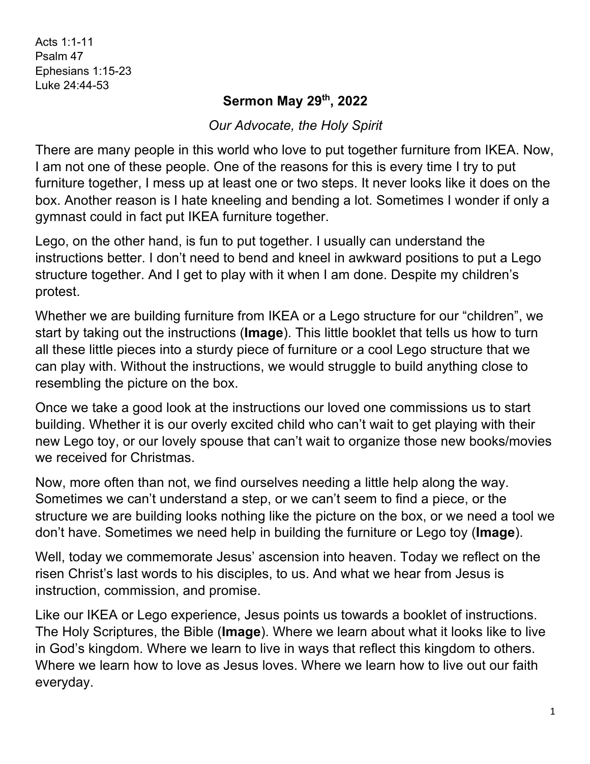Acts 1:1-11
Psalm 47
Ephesians 1:15-23
Luke 24:44-53

**Sermon May 29th, 2022**

*Our Advocate, the Holy Spirit*

There are many people in this world who love to put together furniture from IKEA. Now, I am not one of these people. One of the reasons for this is every time I try to put furniture together, I mess up at least one or two steps. It never looks like it does on the box. Another reason is I hate kneeling and bending a lot. Sometimes I wonder if only a gymnast could in fact put IKEA furniture together.

Lego, on the other hand, is fun to put together. I usually can understand the instructions better. I don't need to bend and kneel in awkward positions to put a Lego structure together. And I get to play with it when I am done. Despite my children's protest.

Whether we are building furniture from IKEA or a Lego structure for our "children", we start by taking out the instructions (**Image**). This little booklet that tells us how to turn all these little pieces into a sturdy piece of furniture or a cool Lego structure that we can play with. Without the instructions, we would struggle to build anything close to resembling the picture on the box.

Once we take a good look at the instructions our loved one commissions us to start building. Whether it is our overly excited child who can't wait to get playing with their new Lego toy, or our lovely spouse that can't wait to organize those new books/movies we received for Christmas.

Now, more often than not, we find ourselves needing a little help along the way. Sometimes we can't understand a step, or we can't seem to find a piece, or the structure we are building looks nothing like the picture on the box, or we need a tool we don't have. Sometimes we need help in building the furniture or Lego toy (**Image**).

Well, today we commemorate Jesus' ascension into heaven. Today we reflect on the risen Christ's last words to his disciples, to us. And what we hear from Jesus is instruction, commission, and promise.

Like our IKEA or Lego experience, Jesus points us towards a booklet of instructions. The Holy Scriptures, the Bible (**Image**). Where we learn about what it looks like to live in God's kingdom. Where we learn to live in ways that reflect this kingdom to others. Where we learn how to love as Jesus loves. Where we learn how to live out our faith everyday.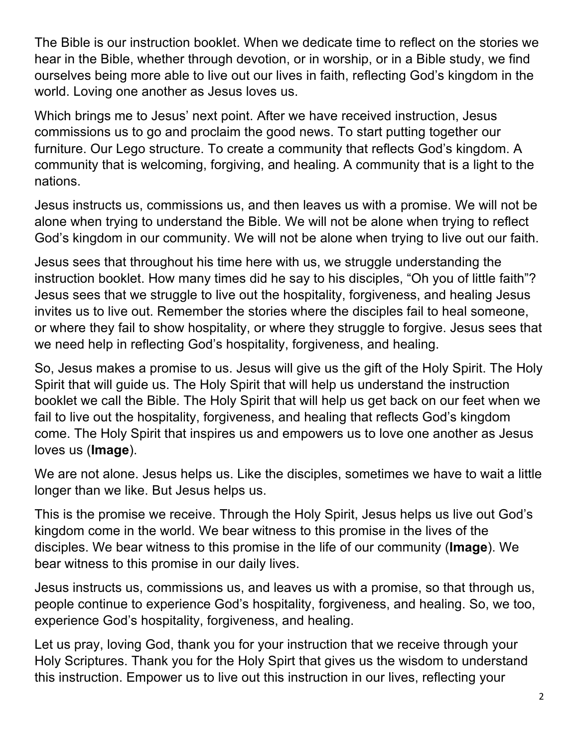The Bible is our instruction booklet. When we dedicate time to reflect on the stories we hear in the Bible, whether through devotion, or in worship, or in a Bible study, we find ourselves being more able to live out our lives in faith, reflecting God's kingdom in the world. Loving one another as Jesus loves us.

Which brings me to Jesus' next point. After we have received instruction, Jesus commissions us to go and proclaim the good news. To start putting together our furniture. Our Lego structure. To create a community that reflects God's kingdom. A community that is welcoming, forgiving, and healing. A community that is a light to the nations.

Jesus instructs us, commissions us, and then leaves us with a promise. We will not be alone when trying to understand the Bible. We will not be alone when trying to reflect God's kingdom in our community. We will not be alone when trying to live out our faith.

Jesus sees that throughout his time here with us, we struggle understanding the instruction booklet. How many times did he say to his disciples, "Oh you of little faith"? Jesus sees that we struggle to live out the hospitality, forgiveness, and healing Jesus invites us to live out. Remember the stories where the disciples fail to heal someone, or where they fail to show hospitality, or where they struggle to forgive. Jesus sees that we need help in reflecting God's hospitality, forgiveness, and healing.

So, Jesus makes a promise to us. Jesus will give us the gift of the Holy Spirit. The Holy Spirit that will guide us. The Holy Spirit that will help us understand the instruction booklet we call the Bible. The Holy Spirit that will help us get back on our feet when we fail to live out the hospitality, forgiveness, and healing that reflects God's kingdom come. The Holy Spirit that inspires us and empowers us to love one another as Jesus loves us (**Image**).

We are not alone. Jesus helps us. Like the disciples, sometimes we have to wait a little longer than we like. But Jesus helps us.

This is the promise we receive. Through the Holy Spirit, Jesus helps us live out God's kingdom come in the world. We bear witness to this promise in the lives of the disciples. We bear witness to this promise in the life of our community (**Image**). We bear witness to this promise in our daily lives.

Jesus instructs us, commissions us, and leaves us with a promise, so that through us, people continue to experience God's hospitality, forgiveness, and healing. So, we too, experience God's hospitality, forgiveness, and healing.

Let us pray, loving God, thank you for your instruction that we receive through your Holy Scriptures. Thank you for the Holy Spirt that gives us the wisdom to understand this instruction. Empower us to live out this instruction in our lives, reflecting your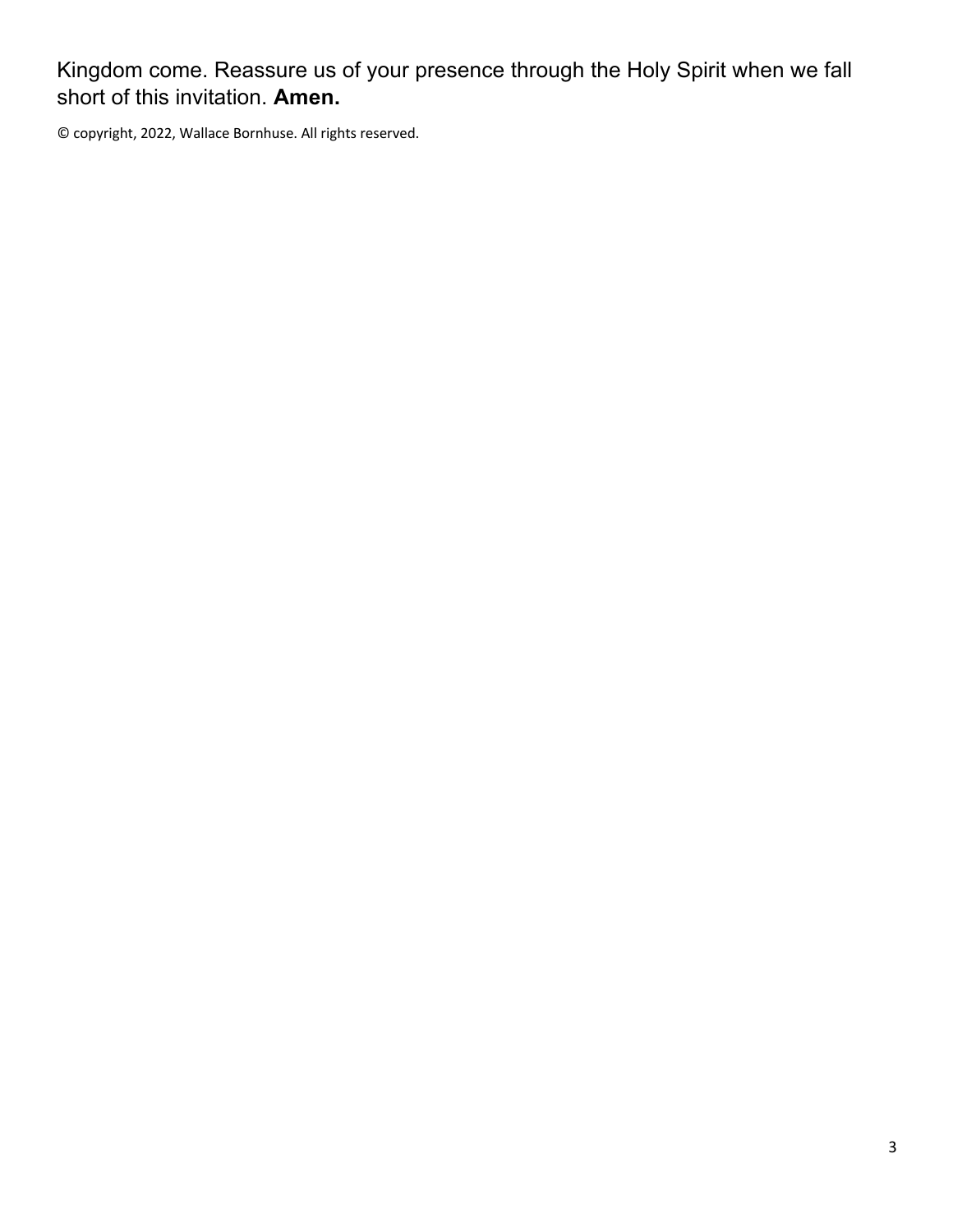Kingdom come. Reassure us of your presence through the Holy Spirit when we fall short of this invitation. **Amen.**

© copyright, 2022, Wallace Bornhuse. All rights reserved.